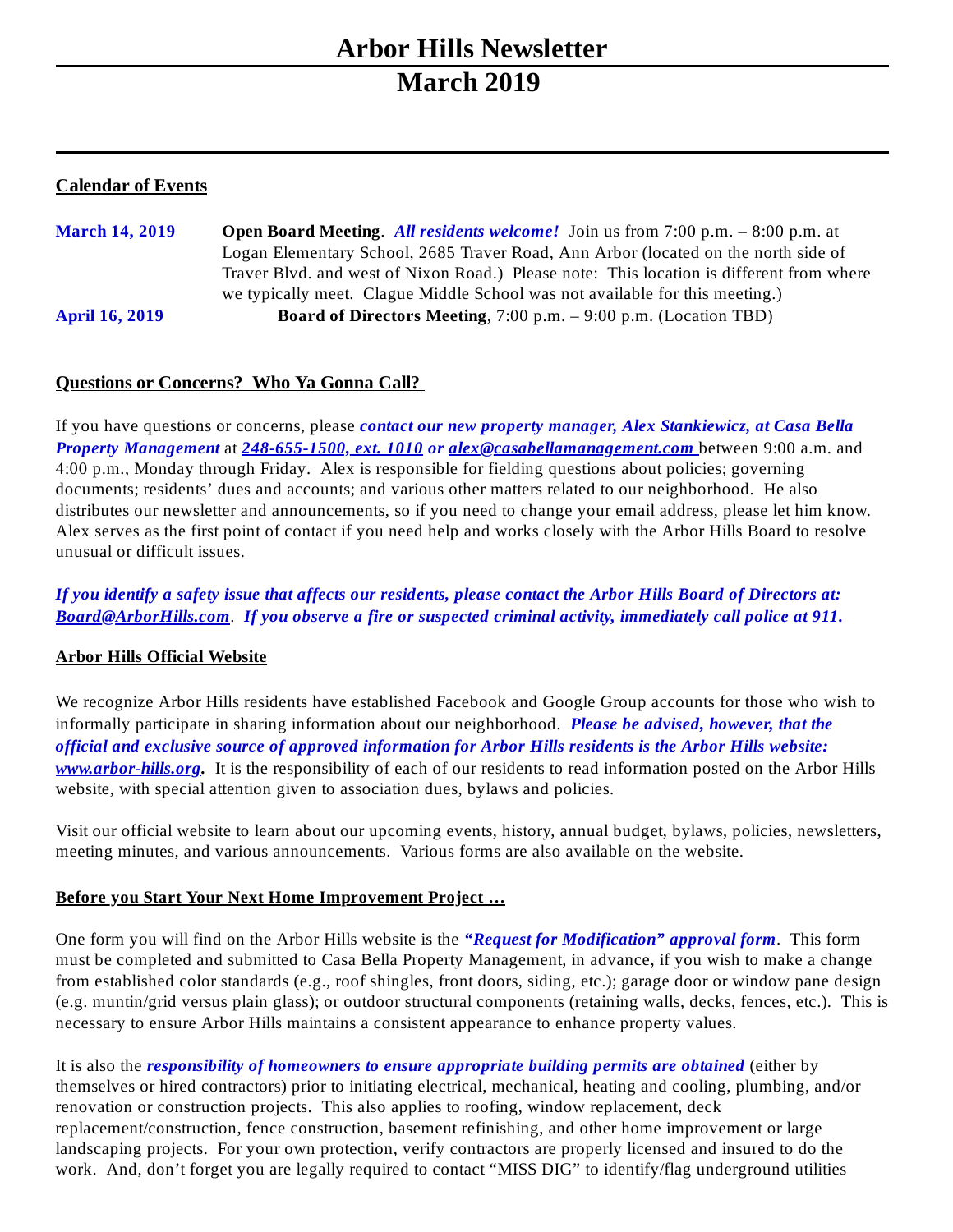# Arbor Hills Newsletter

# March 2019

## Calendar of Events

**March 14, 2019** — **Open Board Meeting**. ***All residents welcome!*** Join us from 7:00 p.m. – 8:00 p.m. at Logan Elementary School, 2685 Traver Road, Ann Arbor (located on the north side of Traver Blvd. and west of Nixon Road.) Please note: This location is different from where we typically meet. Clague Middle School was not available for this meeting.)

**April 16, 2019** — **Board of Directors Meeting**, 7:00 p.m. – 9:00 p.m. (Location TBD)

## Questions or Concerns? Who Ya Gonna Call?

If you have questions or concerns, please ***contact our new property manager, Alex Stankiewicz, at Casa Bella Property Management*** at ***248-655-1500, ext. 1010*** ***or*** ***alex@casabellamanagement.com*** between 9:00 a.m. and 4:00 p.m., Monday through Friday. Alex is responsible for fielding questions about policies; governing documents; residents' dues and accounts; and various other matters related to our neighborhood. He also distributes our newsletter and announcements, so if you need to change your email address, please let him know. Alex serves as the first point of contact if you need help and works closely with the Arbor Hills Board to resolve unusual or difficult issues.

***If you identify a safety issue that affects our residents, please contact the Arbor Hills Board of Directors at: Board@ArborHills.com. If you observe a fire or suspected criminal activity, immediately call police at 911.***

## Arbor Hills Official Website

We recognize Arbor Hills residents have established Facebook and Google Group accounts for those who wish to informally participate in sharing information about our neighborhood. ***Please be advised, however, that the official and exclusive source of approved information for Arbor Hills residents is the Arbor Hills website: www.arbor-hills.org.*** It is the responsibility of each of our residents to read information posted on the Arbor Hills website, with special attention given to association dues, bylaws and policies.

Visit our official website to learn about our upcoming events, history, annual budget, bylaws, policies, newsletters, meeting minutes, and various announcements. Various forms are also available on the website.

## Before you Start Your Next Home Improvement Project …

One form you will find on the Arbor Hills website is the ***"Request for Modification" approval form***. This form must be completed and submitted to Casa Bella Property Management, in advance, if you wish to make a change from established color standards (e.g., roof shingles, front doors, siding, etc.); garage door or window pane design (e.g. muntin/grid versus plain glass); or outdoor structural components (retaining walls, decks, fences, etc.). This is necessary to ensure Arbor Hills maintains a consistent appearance to enhance property values.

It is also the ***responsibility of homeowners to ensure appropriate building permits are obtained*** (either by themselves or hired contractors) prior to initiating electrical, mechanical, heating and cooling, plumbing, and/or renovation or construction projects. This also applies to roofing, window replacement, deck replacement/construction, fence construction, basement refinishing, and other home improvement or large landscaping projects. For your own protection, verify contractors are properly licensed and insured to do the work. And, don't forget you are legally required to contact "MISS DIG" to identify/flag underground utilities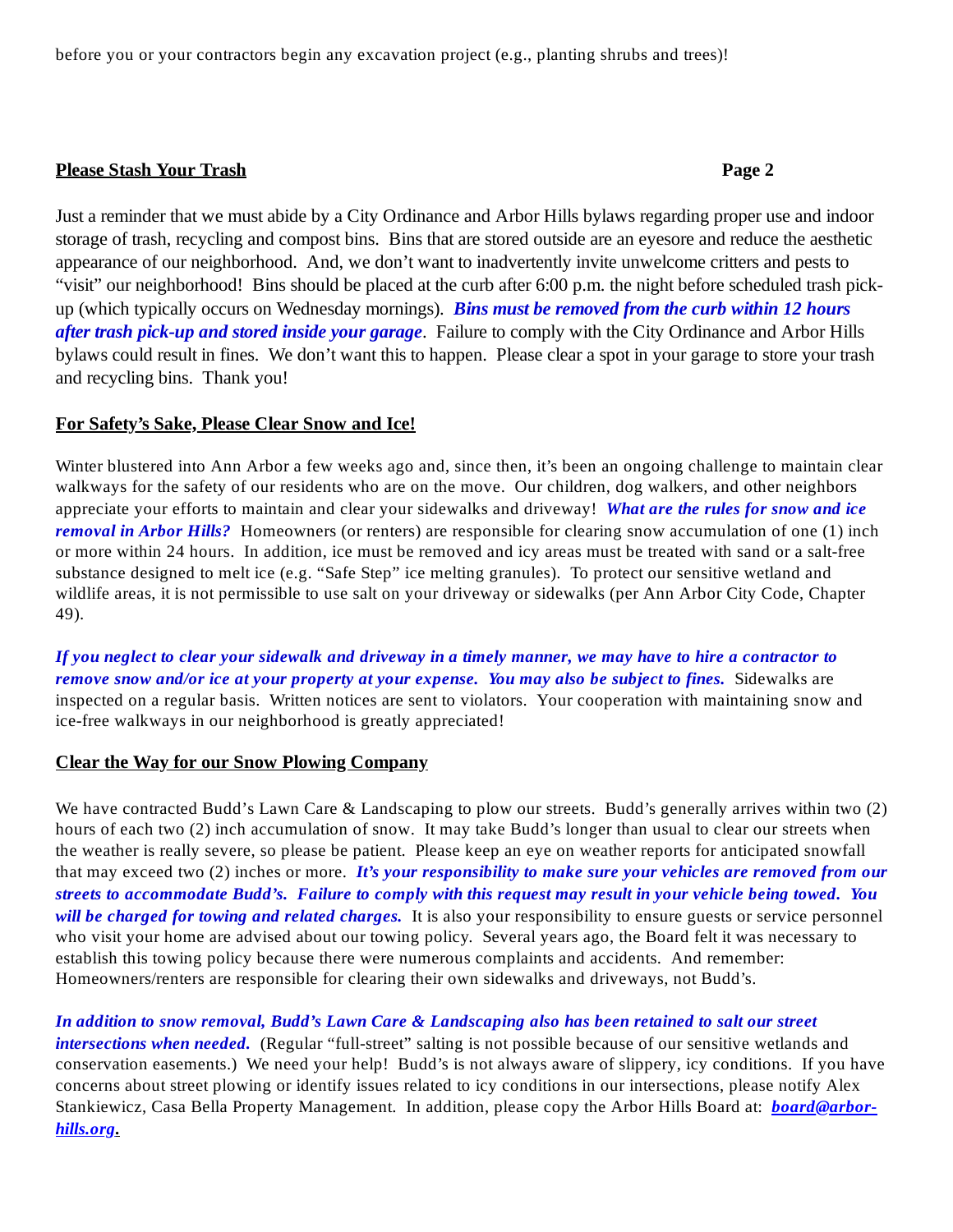before you or your contractors begin any excavation project (e.g., planting shrubs and trees)!

## Please Stash Your Trash

Just a reminder that we must abide by a City Ordinance and Arbor Hills bylaws regarding proper use and indoor storage of trash, recycling and compost bins. Bins that are stored outside are an eyesore and reduce the aesthetic appearance of our neighborhood. And, we don't want to inadvertently invite unwelcome critters and pests to "visit" our neighborhood! Bins should be placed at the curb after 6:00 p.m. the night before scheduled trash pick-up (which typically occurs on Wednesday mornings). ***Bins must be removed from the curb within 12 hours after trash pick-up and stored inside your garage***. Failure to comply with the City Ordinance and Arbor Hills bylaws could result in fines. We don't want this to happen. Please clear a spot in your garage to store your trash and recycling bins. Thank you!

## For Safety's Sake, Please Clear Snow and Ice!

Winter blustered into Ann Arbor a few weeks ago and, since then, it's been an ongoing challenge to maintain clear walkways for the safety of our residents who are on the move. Our children, dog walkers, and other neighbors appreciate your efforts to maintain and clear your sidewalks and driveway! ***What are the rules for snow and ice removal in Arbor Hills?*** Homeowners (or renters) are responsible for clearing snow accumulation of one (1) inch or more within 24 hours. In addition, ice must be removed and icy areas must be treated with sand or a salt-free substance designed to melt ice (e.g. "Safe Step" ice melting granules). To protect our sensitive wetland and wildlife areas, it is not permissible to use salt on your driveway or sidewalks (per Ann Arbor City Code, Chapter 49).

***If you neglect to clear your sidewalk and driveway in a timely manner, we may have to hire a contractor to remove snow and/or ice at your property at your expense. You may also be subject to fines.*** Sidewalks are inspected on a regular basis. Written notices are sent to violators. Your cooperation with maintaining snow and ice-free walkways in our neighborhood is greatly appreciated!

## Clear the Way for our Snow Plowing Company

We have contracted Budd's Lawn Care & Landscaping to plow our streets. Budd's generally arrives within two (2) hours of each two (2) inch accumulation of snow. It may take Budd's longer than usual to clear our streets when the weather is really severe, so please be patient. Please keep an eye on weather reports for anticipated snowfall that may exceed two (2) inches or more. ***It's your responsibility to make sure your vehicles are removed from our streets to accommodate Budd's. Failure to comply with this request may result in your vehicle being towed. You will be charged for towing and related charges.*** It is also your responsibility to ensure guests or service personnel who visit your home are advised about our towing policy. Several years ago, the Board felt it was necessary to establish this towing policy because there were numerous complaints and accidents. And remember: Homeowners/renters are responsible for clearing their own sidewalks and driveways, not Budd's.

***In addition to snow removal, Budd's Lawn Care & Landscaping also has been retained to salt our street intersections when needed.*** (Regular "full-street" salting is not possible because of our sensitive wetlands and conservation easements.) We need your help! Budd's is not always aware of slippery, icy conditions. If you have concerns about street plowing or identify issues related to icy conditions in our intersections, please notify Alex Stankiewicz, Casa Bella Property Management. In addition, please copy the Arbor Hills Board at: ***board@arbor-hills.org.***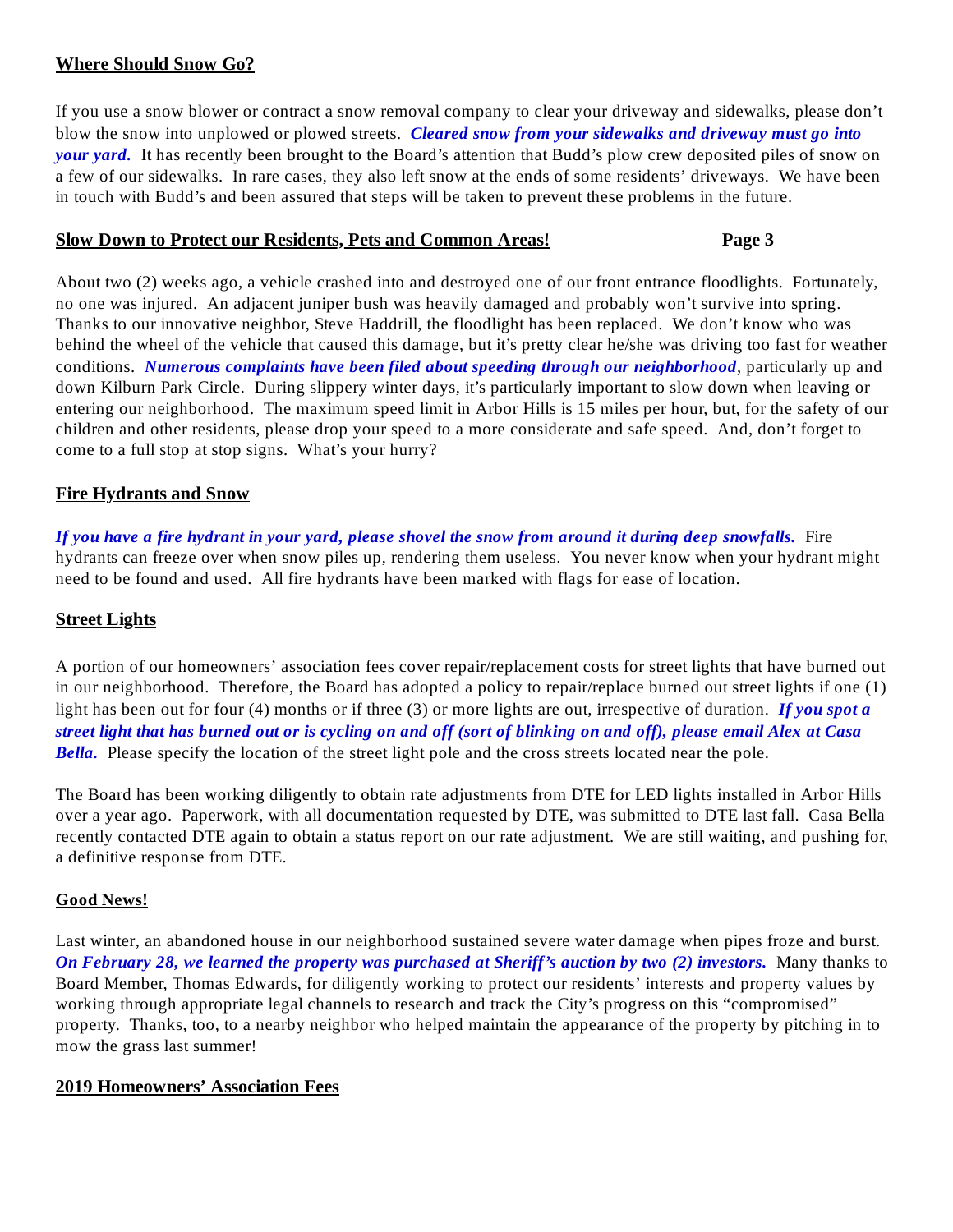## Where Should Snow Go?

If you use a snow blower or contract a snow removal company to clear your driveway and sidewalks, please don't blow the snow into unplowed or plowed streets. ***Cleared snow from your sidewalks and driveway must go into your yard.*** It has recently been brought to the Board's attention that Budd's plow crew deposited piles of snow on a few of our sidewalks. In rare cases, they also left snow at the ends of some residents' driveways. We have been in touch with Budd's and been assured that steps will be taken to prevent these problems in the future.

## Slow Down to Protect our Residents, Pets and Common Areas!

About two (2) weeks ago, a vehicle crashed into and destroyed one of our front entrance floodlights. Fortunately, no one was injured. An adjacent juniper bush was heavily damaged and probably won't survive into spring. Thanks to our innovative neighbor, Steve Haddrill, the floodlight has been replaced. We don't know who was behind the wheel of the vehicle that caused this damage, but it's pretty clear he/she was driving too fast for weather conditions. ***Numerous complaints have been filed about speeding through our neighborhood***, particularly up and down Kilburn Park Circle. During slippery winter days, it's particularly important to slow down when leaving or entering our neighborhood. The maximum speed limit in Arbor Hills is 15 miles per hour, but, for the safety of our children and other residents, please drop your speed to a more considerate and safe speed. And, don't forget to come to a full stop at stop signs. What's your hurry?

## Fire Hydrants and Snow

***If you have a fire hydrant in your yard, please shovel the snow from around it during deep snowfalls.*** Fire hydrants can freeze over when snow piles up, rendering them useless. You never know when your hydrant might need to be found and used. All fire hydrants have been marked with flags for ease of location.

## Street Lights

A portion of our homeowners' association fees cover repair/replacement costs for street lights that have burned out in our neighborhood. Therefore, the Board has adopted a policy to repair/replace burned out street lights if one (1) light has been out for four (4) months or if three (3) or more lights are out, irrespective of duration. ***If you spot a street light that has burned out or is cycling on and off (sort of blinking on and off), please email Alex at Casa Bella.*** Please specify the location of the street light pole and the cross streets located near the pole.

The Board has been working diligently to obtain rate adjustments from DTE for LED lights installed in Arbor Hills over a year ago. Paperwork, with all documentation requested by DTE, was submitted to DTE last fall. Casa Bella recently contacted DTE again to obtain a status report on our rate adjustment. We are still waiting, and pushing for, a definitive response from DTE.

## Good News!

Last winter, an abandoned house in our neighborhood sustained severe water damage when pipes froze and burst. ***On February 28, we learned the property was purchased at Sheriff's auction by two (2) investors.*** Many thanks to Board Member, Thomas Edwards, for diligently working to protect our residents' interests and property values by working through appropriate legal channels to research and track the City's progress on this "compromised" property. Thanks, too, to a nearby neighbor who helped maintain the appearance of the property by pitching in to mow the grass last summer!

## 2019 Homeowners' Association Fees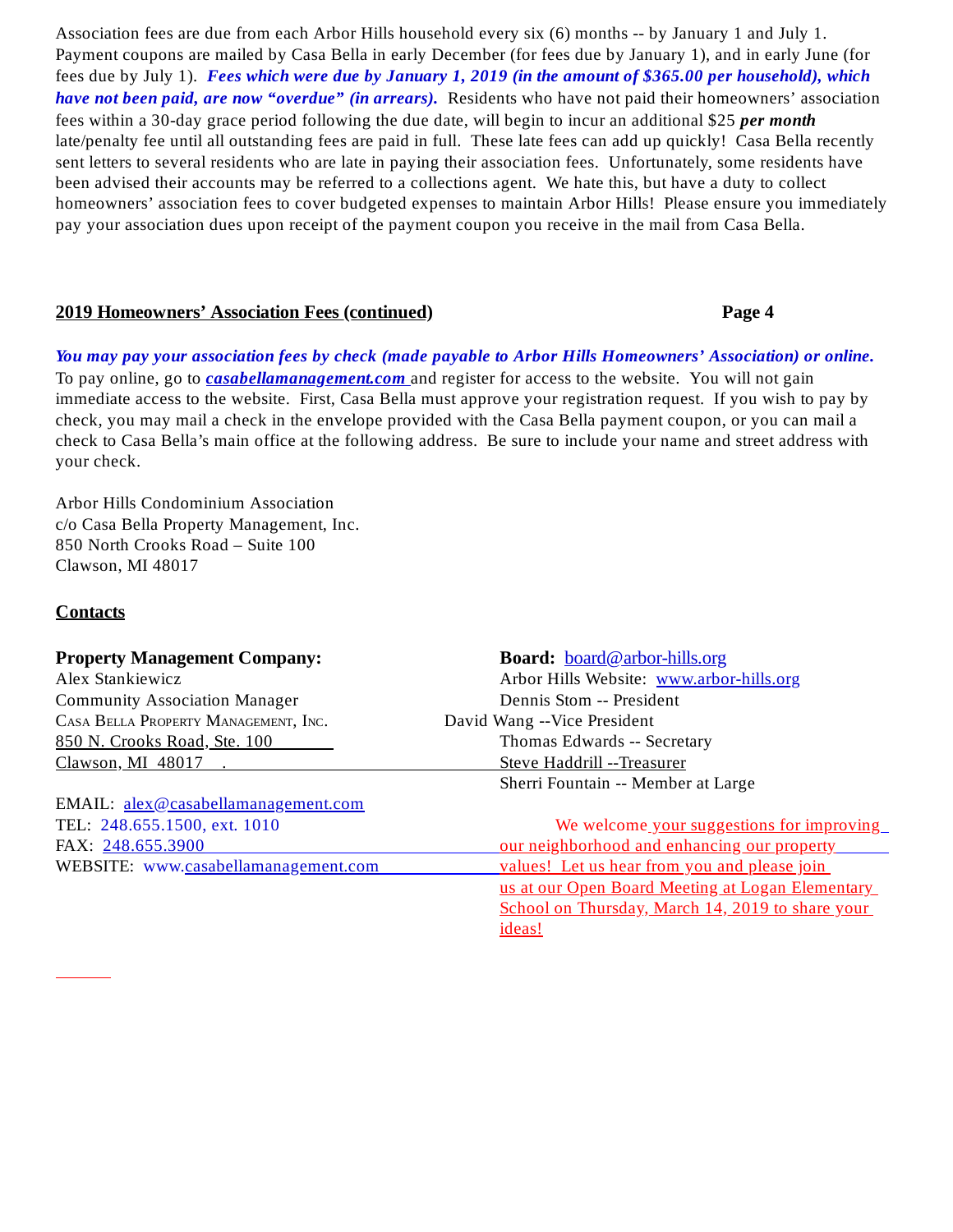Association fees are due from each Arbor Hills household every six (6) months -- by January 1 and July 1. Payment coupons are mailed by Casa Bella in early December (for fees due by January 1), and in early June (for fees due by July 1). ***Fees which were due by January 1, 2019 (in the amount of $365.00 per household), which have not been paid, are now "overdue" (in arrears).*** Residents who have not paid their homeowners' association fees within a 30-day grace period following the due date, will begin to incur an additional $25 ***per month*** late/penalty fee until all outstanding fees are paid in full. These late fees can add up quickly! Casa Bella recently sent letters to several residents who are late in paying their association fees. Unfortunately, some residents have been advised their accounts may be referred to a collections agent. We hate this, but have a duty to collect homeowners' association fees to cover budgeted expenses to maintain Arbor Hills! Please ensure you immediately pay your association dues upon receipt of the payment coupon you receive in the mail from Casa Bella.

## 2019 Homeowners' Association Fees (continued)

***You may pay your association fees by check (made payable to Arbor Hills Homeowners' Association) or online.*** To pay online, go to ***casabellamanagement.com*** and register for access to the website. You will not gain immediate access to the website. First, Casa Bella must approve your registration request. If you wish to pay by check, you may mail a check in the envelope provided with the Casa Bella payment coupon, or you can mail a check to Casa Bella's main office at the following address. Be sure to include your name and street address with your check.

Arbor Hills Condominium Association
c/o Casa Bella Property Management, Inc.
850 North Crooks Road – Suite 100
Clawson, MI 48017

## Contacts

**Property Management Company:**
Alex Stankiewicz
Community Association Manager
Casa Bella Property Management, Inc.
850 N. Crooks Road, Ste. 100
Clawson, MI 48017

EMAIL: alex@casabellamanagement.com
TEL: 248.655.1500, ext. 1010
FAX: 248.655.3900
WEBSITE: www.casabellamanagement.com

**Board:** board@arbor-hills.org
Arbor Hills Website: www.arbor-hills.org
Dennis Stom -- President
David Wang --Vice President
Thomas Edwards -- Secretary
Steve Haddrill --Treasurer
Sherri Fountain -- Member at Large

We welcome your suggestions for improving our neighborhood and enhancing our property values! Let us hear from you and please join us at our Open Board Meeting at Logan Elementary School on Thursday, March 14, 2019 to share your ideas!